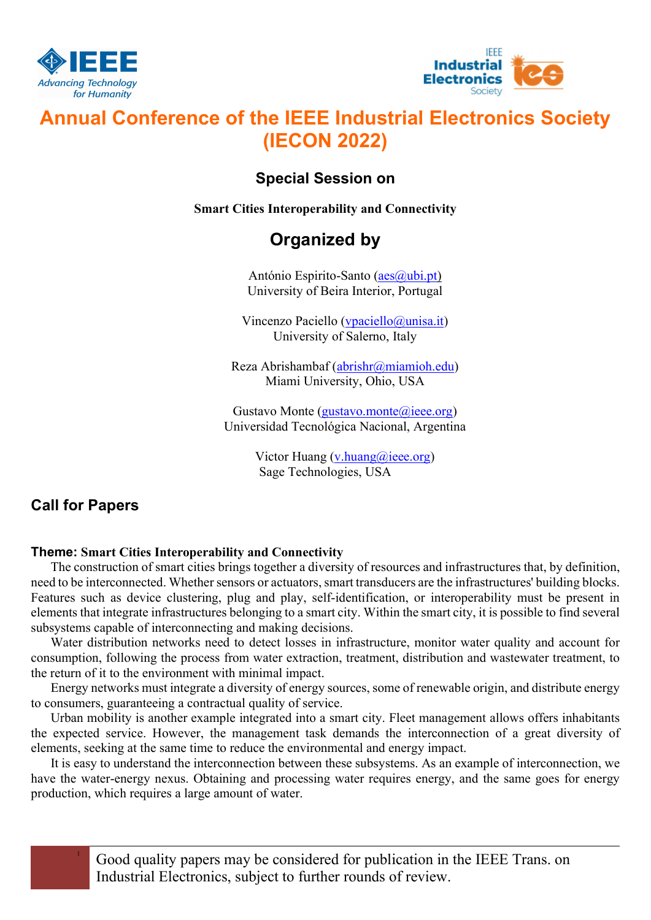# Annual Conference of the IEEE Industrial Electronics Society (IECON 2022)

## Special Session on

**Smart Cities Interoperability and Connectivity**

## Organized by

António Espirito-Santo (aes@ubi.pt)
University of Beira Interior, Portugal

Vincenzo Paciello (vpaciello@unisa.it)
University of Salerno, Italy

Reza Abrishambaf (abrishr@miamioh.edu)
Miami University, Ohio, USA

Gustavo Monte (gustavo.monte@ieee.org)
Universidad Tecnológica Nacional, Argentina

Victor Huang (v.huang@ieee.org)
Sage Technologies, USA

## Call for Papers

**Theme: Smart Cities Interoperability and Connectivity**

The construction of smart cities brings together a diversity of resources and infrastructures that, by definition, need to be interconnected. Whether sensors or actuators, smart transducers are the infrastructures' building blocks. Features such as device clustering, plug and play, self-identification, or interoperability must be present in elements that integrate infrastructures belonging to a smart city. Within the smart city, it is possible to find several subsystems capable of interconnecting and making decisions.

Water distribution networks need to detect losses in infrastructure, monitor water quality and account for consumption, following the process from water extraction, treatment, distribution and wastewater treatment, to the return of it to the environment with minimal impact.

Energy networks must integrate a diversity of energy sources, some of renewable origin, and distribute energy to consumers, guaranteeing a contractual quality of service.

Urban mobility is another example integrated into a smart city. Fleet management allows offers inhabitants the expected service. However, the management task demands the interconnection of a great diversity of elements, seeking at the same time to reduce the environmental and energy impact.

It is easy to understand the interconnection between these subsystems. As an example of interconnection, we have the water-energy nexus. Obtaining and processing water requires energy, and the same goes for energy production, which requires a large amount of water.

Good quality papers may be considered for publication in the IEEE Trans. on Industrial Electronics, subject to further rounds of review.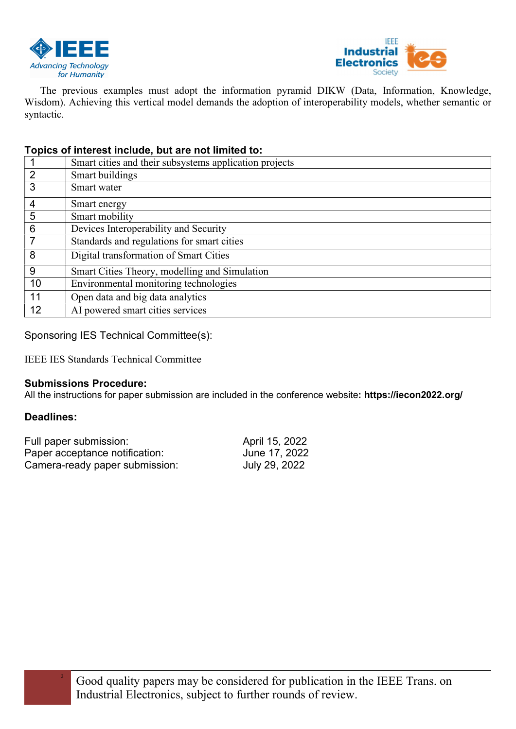The previous examples must adopt the information pyramid DIKW (Data, Information, Knowledge, Wisdom). Achieving this vertical model demands the adoption of interoperability models, whether semantic or syntactic.

**Topics of interest include, but are not limited to:**

| | |
|---|---|
| 1 | Smart cities and their subsystems application projects |
| 2 | Smart buildings |
| 3 | Smart water |
| 4 | Smart energy |
| 5 | Smart mobility |
| 6 | Devices Interoperability and Security |
| 7 | Standards and regulations for smart cities |
| 8 | Digital transformation of Smart Cities |
| 9 | Smart Cities Theory, modelling and Simulation |
| 10 | Environmental monitoring technologies |
| 11 | Open data and big data analytics |
| 12 | AI powered smart cities services |

Sponsoring IES Technical Committee(s):

IEEE IES Standards Technical Committee

**Submissions Procedure:**
All the instructions for paper submission are included in the conference website**: https://iecon2022.org/**

**Deadlines:**

Full paper submission: April 15, 2022
Paper acceptance notification: June 17, 2022
Camera-ready paper submission: July 29, 2022

Good quality papers may be considered for publication in the IEEE Trans. on Industrial Electronics, subject to further rounds of review.